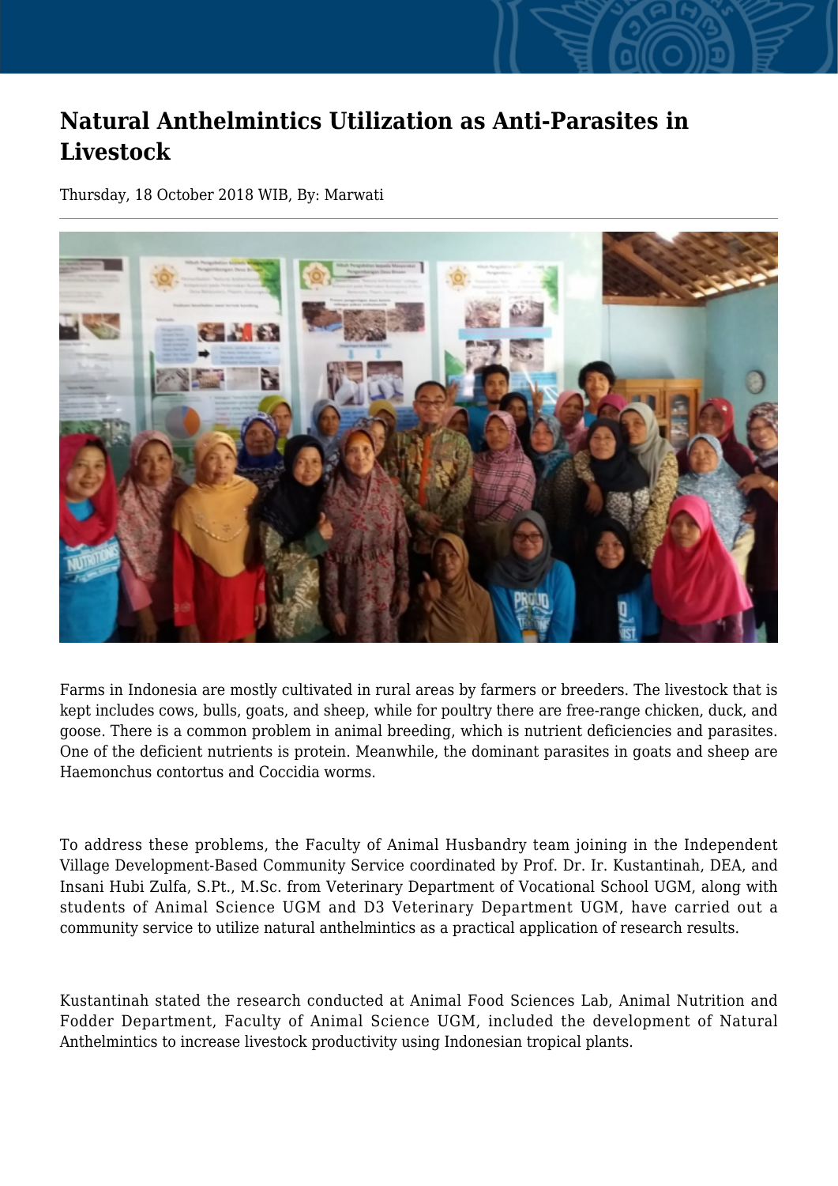# Natural Anthelmintics Utilization as Anti-Parasites in Livestock

Thursday, 18 October 2018 WIB, By: Marwati

Farms in Indonesia are mostly cultivated in rural areas by farmers or breeders. The livestock that is kept includes cows, bulls, goats, and sheep, while for poultry there are free-range chicken, duck, and goose. There is a common problem in animal breeding, which is nutrient deficiencies and parasites. One of the deficient nutrients is protein. Meanwhile, the dominant parasites in goats and sheep are Haemonchus contortus and Coccidia worms.

To address these problems, the Faculty of Animal Husbandry team joining in the Independent Village Development-Based Community Service coordinated by Prof. Dr. Ir. Kustantinah, DEA, and Insani Hubi Zulfa, S.Pt., M.Sc. from Veterinary Department of Vocational School UGM, along with students of Animal Science UGM and D3 Veterinary Department UGM, have carried out a community service to utilize natural anthelmintics as a practical application of research results.

Kustantinah stated the research conducted at Animal Food Sciences Lab, Animal Nutrition and Fodder Department, Faculty of Animal Science UGM, included the development of Natural Anthelmintics to increase livestock productivity using Indonesian tropical plants.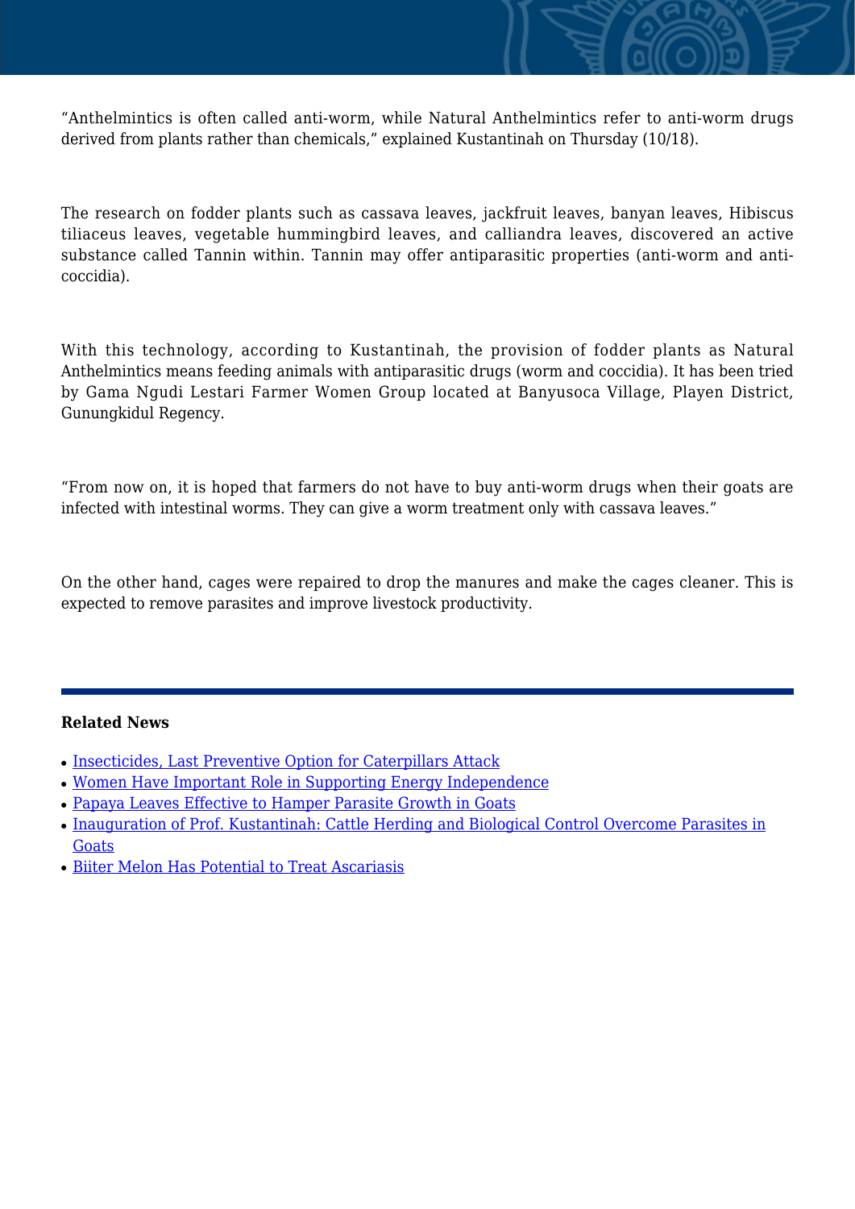"Anthelmintics is often called anti-worm, while Natural Anthelmintics refer to anti-worm drugs derived from plants rather than chemicals," explained Kustantinah on Thursday (10/18).

The research on fodder plants such as cassava leaves, jackfruit leaves, banyan leaves, Hibiscus tiliaceus leaves, vegetable hummingbird leaves, and calliandra leaves, discovered an active substance called Tannin within. Tannin may offer antiparasitic properties (anti-worm and anti-coccidia).

With this technology, according to Kustantinah, the provision of fodder plants as Natural Anthelmintics means feeding animals with antiparasitic drugs (worm and coccidia). It has been tried by Gama Ngudi Lestari Farmer Women Group located at Banyusoca Village, Playen District, Gunungkidul Regency.

"From now on, it is hoped that farmers do not have to buy anti-worm drugs when their goats are infected with intestinal worms. They can give a worm treatment only with cassava leaves."

On the other hand, cages were repaired to drop the manures and make the cages cleaner. This is expected to remove parasites and improve livestock productivity.

---

**Related News**

- Insecticides, Last Preventive Option for Caterpillars Attack
- Women Have Important Role in Supporting Energy Independence
- Papaya Leaves Effective to Hamper Parasite Growth in Goats
- Inauguration of Prof. Kustantinah: Cattle Herding and Biological Control Overcome Parasites in Goats
- Biiter Melon Has Potential to Treat Ascariasis